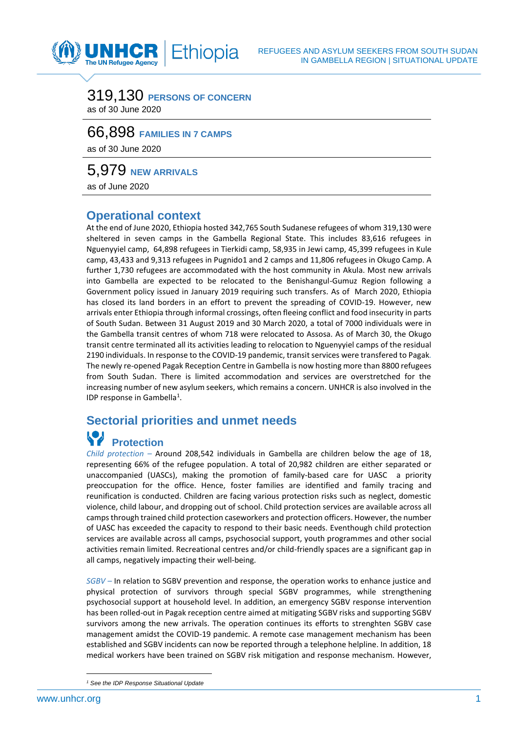REFUGEES AND ASYLUM SEEKERS FROM SOUTH SUDAN IN GAMBELLA REGION | SITUATIONAL UPDATE

319,130 **PERSONS OF CONCERN**
as of 30 June 2020

66,898 **FAMILIES IN 7 CAMPS**
as of 30 June 2020

5,979 **NEW ARRIVALS**
as of June 2020

## Operational context

At the end of June 2020, Ethiopia hosted 342,765 South Sudanese refugees of whom 319,130 were sheltered in seven camps in the Gambella Regional State. This includes 83,616 refugees in Nguenyyiel camp, 64,898 refugees in Tierkidi camp, 58,935 in Jewi camp, 45,399 refugees in Kule camp, 43,433 and 9,313 refugees in Pugnido1 and 2 camps and 11,806 refugees in Okugo Camp. A further 1,730 refugees are accommodated with the host community in Akula. Most new arrivals into Gambella are expected to be relocated to the Benishangul-Gumuz Region following a Government policy issued in January 2019 requiring such transfers. As of March 2020, Ethiopia has closed its land borders in an effort to prevent the spreading of COVID-19. However, new arrivals enter Ethiopia through informal crossings, often fleeing conflict and food insecurity in parts of South Sudan. Between 31 August 2019 and 30 March 2020, a total of 7000 individuals were in the Gambella transit centres of whom 718 were relocated to Assosa. As of March 30, the Okugo transit centre terminated all its activities leading to relocation to Nguenyyiel camps of the residual 2190 individuals. In response to the COVID-19 pandemic, transit services were transfered to Pagak. The newly re-opened Pagak Reception Centre in Gambella is now hosting more than 8800 refugees from South Sudan. There is limited accommodation and services are overstretched for the increasing number of new asylum seekers, which remains a concern. UNHCR is also involved in the IDP response in Gambella[1].

## Sectorial priorities and unmet needs

### Protection

*Child protection –* Around 208,542 individuals in Gambella are children below the age of 18, representing 66% of the refugee population. A total of 20,982 children are either separated or unaccompanied (UASCs), making the promotion of family-based care for UASC a priority preoccupation for the office. Hence, foster families are identified and family tracing and reunification is conducted. Children are facing various protection risks such as neglect, domestic violence, child labour, and dropping out of school. Child protection services are available across all camps through trained child protection caseworkers and protection officers. However, the number of UASC has exceeded the capacity to respond to their basic needs. Eventhough child protection services are available across all camps, psychosocial support, youth programmes and other social activities remain limited. Recreational centres and/or child-friendly spaces are a significant gap in all camps, negatively impacting their well-being.

*SGBV –* In relation to SGBV prevention and response, the operation works to enhance justice and physical protection of survivors through special SGBV programmes, while strengthening psychosocial support at household level. In addition, an emergency SGBV response intervention has been rolled-out in Pagak reception centre aimed at mitigating SGBV risks and supporting SGBV survivors among the new arrivals. The operation continues its efforts to strenghten SGBV case management amidst the COVID-19 pandemic. A remote case management mechanism has been established and SGBV incidents can now be reported through a telephone helpline. In addition, 18 medical workers have been trained on SGBV risk mitigation and response mechanism. However,

[1] See the IDP Response Situational Update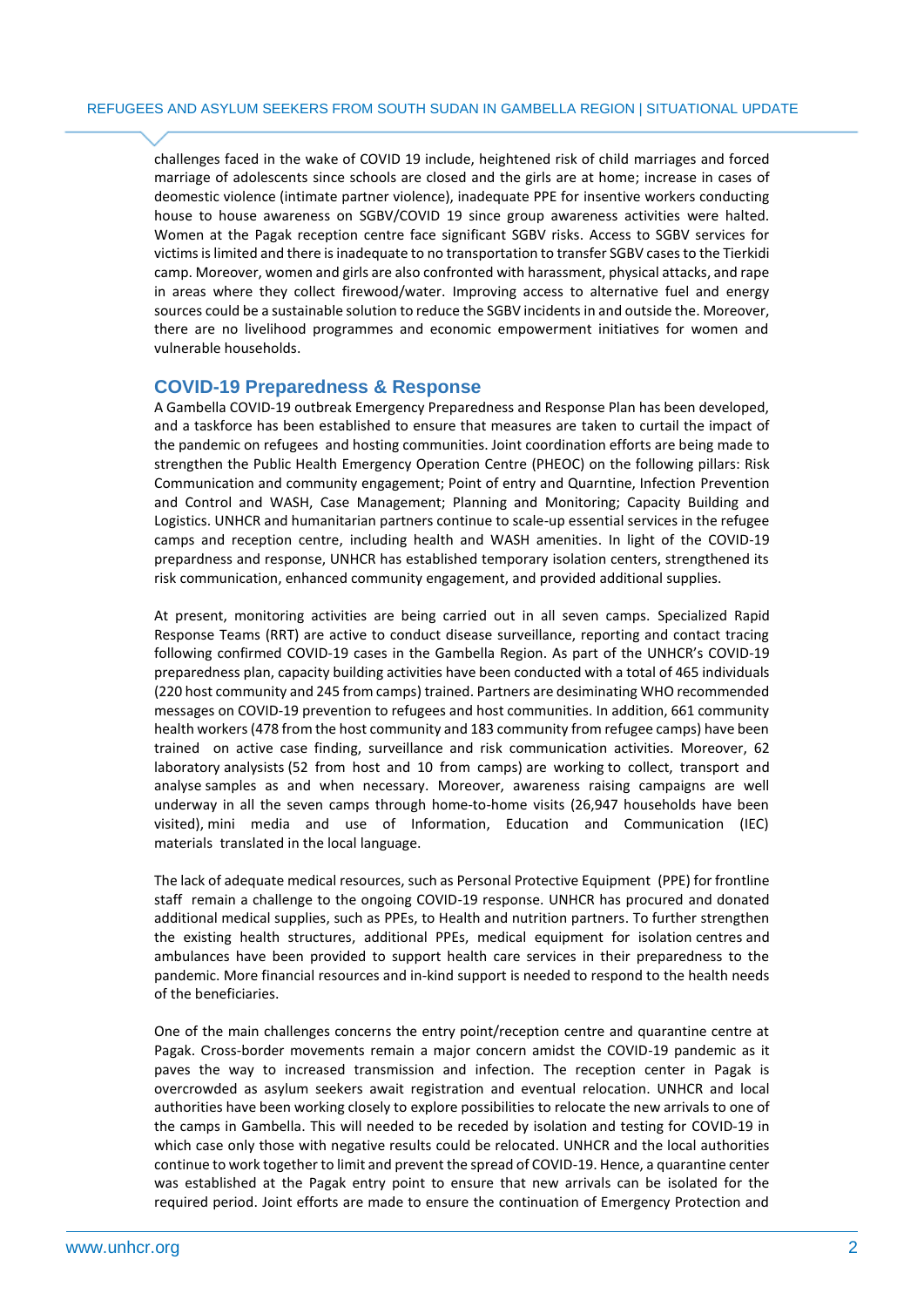challenges faced in the wake of COVID 19 include, heightened risk of child marriages and forced marriage of adolescents since schools are closed and the girls are at home; increase in cases of deomestic violence (intimate partner violence), inadequate PPE for insentive workers conducting house to house awareness on SGBV/COVID 19 since group awareness activities were halted. Women at the Pagak reception centre face significant SGBV risks. Access to SGBV services for victims is limited and there is inadequate to no transportation to transfer SGBV cases to the Tierkidi camp. Moreover, women and girls are also confronted with harassment, physical attacks, and rape in areas where they collect firewood/water. Improving access to alternative fuel and energy sources could be a sustainable solution to reduce the SGBV incidents in and outside the. Moreover, there are no livelihood programmes and economic empowerment initiatives for women and vulnerable households.

## COVID-19 Preparedness & Response

A Gambella COVID-19 outbreak Emergency Preparedness and Response Plan has been developed, and a taskforce has been established to ensure that measures are taken to curtail the impact of the pandemic on refugees and hosting communities. Joint coordination efforts are being made to strengthen the Public Health Emergency Operation Centre (PHEOC) on the following pillars: Risk Communication and community engagement; Point of entry and Quarntine, Infection Prevention and Control and WASH, Case Management; Planning and Monitoring; Capacity Building and Logistics. UNHCR and humanitarian partners continue to scale-up essential services in the refugee camps and reception centre, including health and WASH amenities. In light of the COVID-19 prepardness and response, UNHCR has established temporary isolation centers, strengthened its risk communication, enhanced community engagement, and provided additional supplies.

At present, monitoring activities are being carried out in all seven camps. Specialized Rapid Response Teams (RRT) are active to conduct disease surveillance, reporting and contact tracing following confirmed COVID-19 cases in the Gambella Region. As part of the UNHCR's COVID-19 preparedness plan, capacity building activities have been conducted with a total of 465 individuals (220 host community and 245 from camps) trained. Partners are desiminating WHO recommended messages on COVID-19 prevention to refugees and host communities. In addition, 661 community health workers (478 from the host community and 183 community from refugee camps) have been trained on active case finding, surveillance and risk communication activities. Moreover, 62 laboratory analysists (52 from host and 10 from camps) are working to collect, transport and analyse samples as and when necessary. Moreover, awareness raising campaigns are well underway in all the seven camps through home-to-home visits (26,947 households have been visited), mini media and use of Information, Education and Communication (IEC) materials translated in the local language.

The lack of adequate medical resources, such as Personal Protective Equipment (PPE) for frontline staff remain a challenge to the ongoing COVID-19 response. UNHCR has procured and donated additional medical supplies, such as PPEs, to Health and nutrition partners. To further strengthen the existing health structures, additional PPEs, medical equipment for isolation centres and ambulances have been provided to support health care services in their preparedness to the pandemic. More financial resources and in-kind support is needed to respond to the health needs of the beneficiaries.

One of the main challenges concerns the entry point/reception centre and quarantine centre at Pagak. Cross-border movements remain a major concern amidst the COVID-19 pandemic as it paves the way to increased transmission and infection. The reception center in Pagak is overcrowded as asylum seekers await registration and eventual relocation. UNHCR and local authorities have been working closely to explore possibilities to relocate the new arrivals to one of the camps in Gambella. This will needed to be receded by isolation and testing for COVID-19 in which case only those with negative results could be relocated. UNHCR and the local authorities continue to work together to limit and prevent the spread of COVID-19. Hence, a quarantine center was established at the Pagak entry point to ensure that new arrivals can be isolated for the required period. Joint efforts are made to ensure the continuation of Emergency Protection and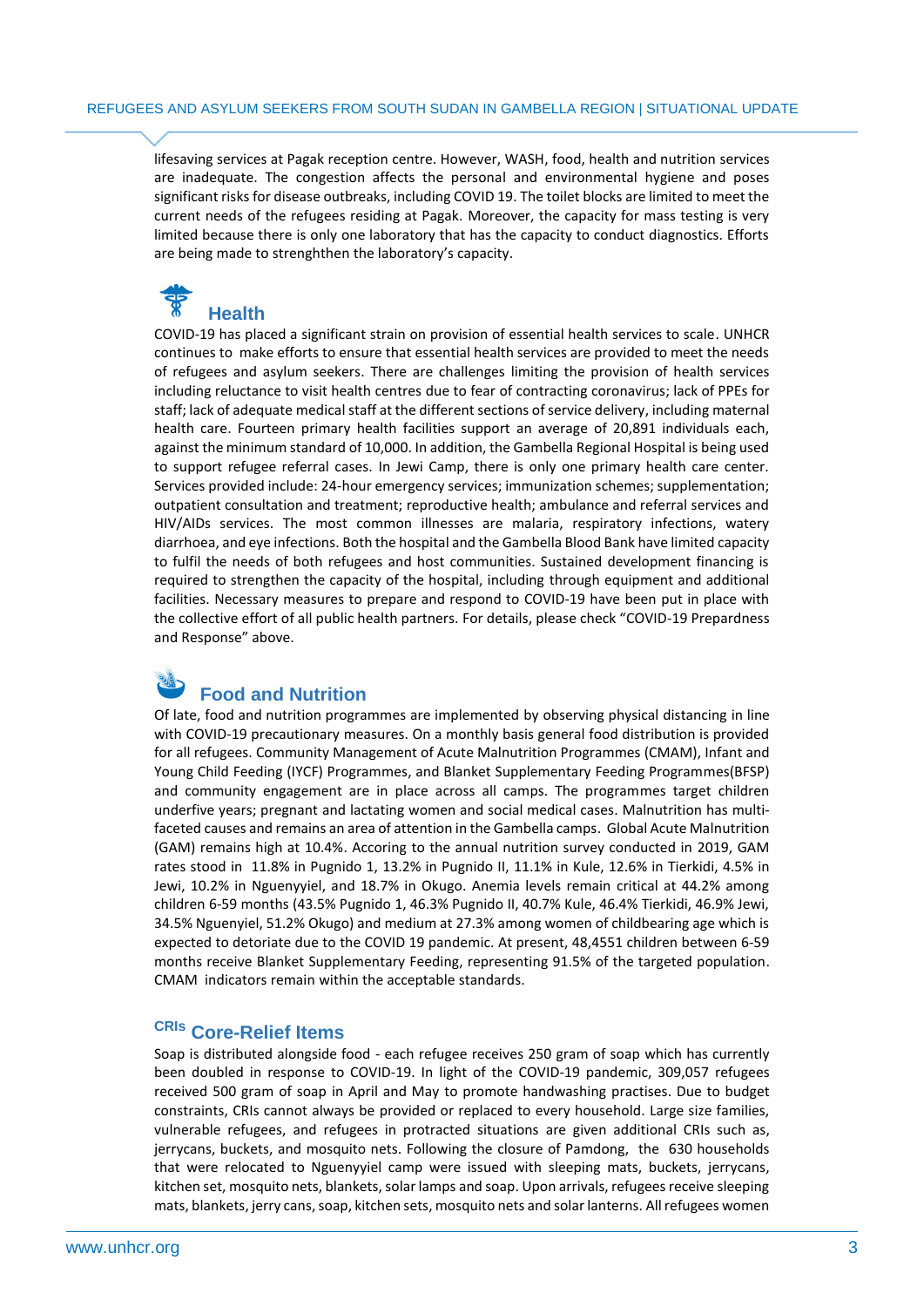lifesaving services at Pagak reception centre. However, WASH, food, health and nutrition services are inadequate. The congestion affects the personal and environmental hygiene and poses significant risks for disease outbreaks, including COVID 19. The toilet blocks are limited to meet the current needs of the refugees residing at Pagak. Moreover, the capacity for mass testing is very limited because there is only one laboratory that has the capacity to conduct diagnostics. Efforts are being made to strenghthen the laboratory's capacity.

## Health

COVID-19 has placed a significant strain on provision of essential health services to scale. UNHCR continues to make efforts to ensure that essential health services are provided to meet the needs of refugees and asylum seekers. There are challenges limiting the provision of health services including reluctance to visit health centres due to fear of contracting coronavirus; lack of PPEs for staff; lack of adequate medical staff at the different sections of service delivery, including maternal health care. Fourteen primary health facilities support an average of 20,891 individuals each, against the minimum standard of 10,000. In addition, the Gambella Regional Hospital is being used to support refugee referral cases. In Jewi Camp, there is only one primary health care center. Services provided include: 24-hour emergency services; immunization schemes; supplementation; outpatient consultation and treatment; reproductive health; ambulance and referral services and HIV/AIDs services. The most common illnesses are malaria, respiratory infections, watery diarrhoea, and eye infections. Both the hospital and the Gambella Blood Bank have limited capacity to fulfil the needs of both refugees and host communities. Sustained development financing is required to strengthen the capacity of the hospital, including through equipment and additional facilities. Necessary measures to prepare and respond to COVID-19 have been put in place with the collective effort of all public health partners. For details, please check "COVID-19 Prepardness and Response" above.

## Food and Nutrition

Of late, food and nutrition programmes are implemented by observing physical distancing in line with COVID-19 precautionary measures. On a monthly basis general food distribution is provided for all refugees. Community Management of Acute Malnutrition Programmes (CMAM), Infant and Young Child Feeding (IYCF) Programmes, and Blanket Supplementary Feeding Programmes(BFSP) and community engagement are in place across all camps. The programmes target children underfive years; pregnant and lactating women and social medical cases. Malnutrition has multi-faceted causes and remains an area of attention in the Gambella camps. Global Acute Malnutrition (GAM) remains high at 10.4%. Accoring to the annual nutrition survey conducted in 2019, GAM rates stood in 11.8% in Pugnido 1, 13.2% in Pugnido II, 11.1% in Kule, 12.6% in Tierkidi, 4.5% in Jewi, 10.2% in Nguenyyiel, and 18.7% in Okugo. Anemia levels remain critical at 44.2% among children 6-59 months (43.5% Pugnido 1, 46.3% Pugnido II, 40.7% Kule, 46.4% Tierkidi, 46.9% Jewi, 34.5% Nguenyiel, 51.2% Okugo) and medium at 27.3% among women of childbearing age which is expected to detoriate due to the COVID 19 pandemic. At present, 48,4551 children between 6-59 months receive Blanket Supplementary Feeding, representing 91.5% of the targeted population. CMAM indicators remain within the acceptable standards.

## CRIs Core-Relief Items

Soap is distributed alongside food - each refugee receives 250 gram of soap which has currently been doubled in response to COVID-19. In light of the COVID-19 pandemic, 309,057 refugees received 500 gram of soap in April and May to promote handwashing practises. Due to budget constraints, CRIs cannot always be provided or replaced to every household. Large size families, vulnerable refugees, and refugees in protracted situations are given additional CRIs such as, jerrycans, buckets, and mosquito nets. Following the closure of Pamdong, the 630 households that were relocated to Nguenyyiel camp were issued with sleeping mats, buckets, jerrycans, kitchen set, mosquito nets, blankets, solar lamps and soap. Upon arrivals, refugees receive sleeping mats, blankets, jerry cans, soap, kitchen sets, mosquito nets and solar lanterns. All refugees women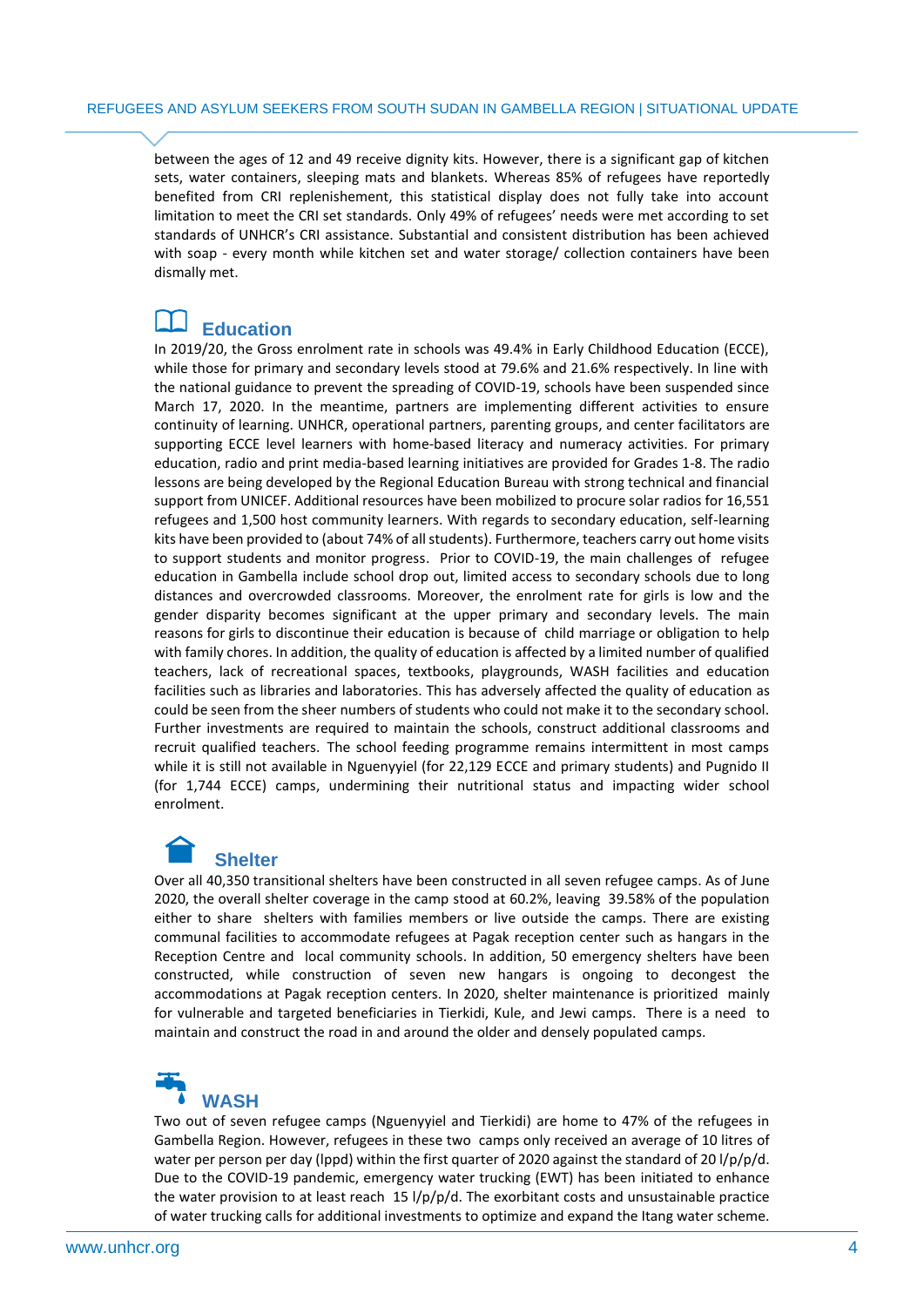between the ages of 12 and 49 receive dignity kits. However, there is a significant gap of kitchen sets, water containers, sleeping mats and blankets. Whereas 85% of refugees have reportedly benefited from CRI replenishement, this statistical display does not fully take into account limitation to meet the CRI set standards. Only 49% of refugees' needs were met according to set standards of UNHCR's CRI assistance. Substantial and consistent distribution has been achieved with soap - every month while kitchen set and water storage/ collection containers have been dismally met.

## Education

In 2019/20, the Gross enrolment rate in schools was 49.4% in Early Childhood Education (ECCE), while those for primary and secondary levels stood at 79.6% and 21.6% respectively. In line with the national guidance to prevent the spreading of COVID-19, schools have been suspended since March 17, 2020. In the meantime, partners are implementing different activities to ensure continuity of learning. UNHCR, operational partners, parenting groups, and center facilitators are supporting ECCE level learners with home-based literacy and numeracy activities. For primary education, radio and print media-based learning initiatives are provided for Grades 1-8. The radio lessons are being developed by the Regional Education Bureau with strong technical and financial support from UNICEF. Additional resources have been mobilized to procure solar radios for 16,551 refugees and 1,500 host community learners. With regards to secondary education, self-learning kits have been provided to (about 74% of all students). Furthermore, teachers carry out home visits to support students and monitor progress. Prior to COVID-19, the main challenges of refugee education in Gambella include school drop out, limited access to secondary schools due to long distances and overcrowded classrooms. Moreover, the enrolment rate for girls is low and the gender disparity becomes significant at the upper primary and secondary levels. The main reasons for girls to discontinue their education is because of child marriage or obligation to help with family chores. In addition, the quality of education is affected by a limited number of qualified teachers, lack of recreational spaces, textbooks, playgrounds, WASH facilities and education facilities such as libraries and laboratories. This has adversely affected the quality of education as could be seen from the sheer numbers of students who could not make it to the secondary school. Further investments are required to maintain the schools, construct additional classrooms and recruit qualified teachers. The school feeding programme remains intermittent in most camps while it is still not available in Nguenyyiel (for 22,129 ECCE and primary students) and Pugnido II (for 1,744 ECCE) camps, undermining their nutritional status and impacting wider school enrolment.

## Shelter

Over all 40,350 transitional shelters have been constructed in all seven refugee camps. As of June 2020, the overall shelter coverage in the camp stood at 60.2%, leaving 39.58% of the population either to share shelters with families members or live outside the camps. There are existing communal facilities to accommodate refugees at Pagak reception center such as hangars in the Reception Centre and local community schools. In addition, 50 emergency shelters have been constructed, while construction of seven new hangars is ongoing to decongest the accommodations at Pagak reception centers. In 2020, shelter maintenance is prioritized mainly for vulnerable and targeted beneficiaries in Tierkidi, Kule, and Jewi camps. There is a need to maintain and construct the road in and around the older and densely populated camps.

## WASH

Two out of seven refugee camps (Nguenyyiel and Tierkidi) are home to 47% of the refugees in Gambella Region. However, refugees in these two camps only received an average of 10 litres of water per person per day (lppd) within the first quarter of 2020 against the standard of 20 l/p/p/d. Due to the COVID-19 pandemic, emergency water trucking (EWT) has been initiated to enhance the water provision to at least reach 15 l/p/p/d. The exorbitant costs and unsustainable practice of water trucking calls for additional investments to optimize and expand the Itang water scheme.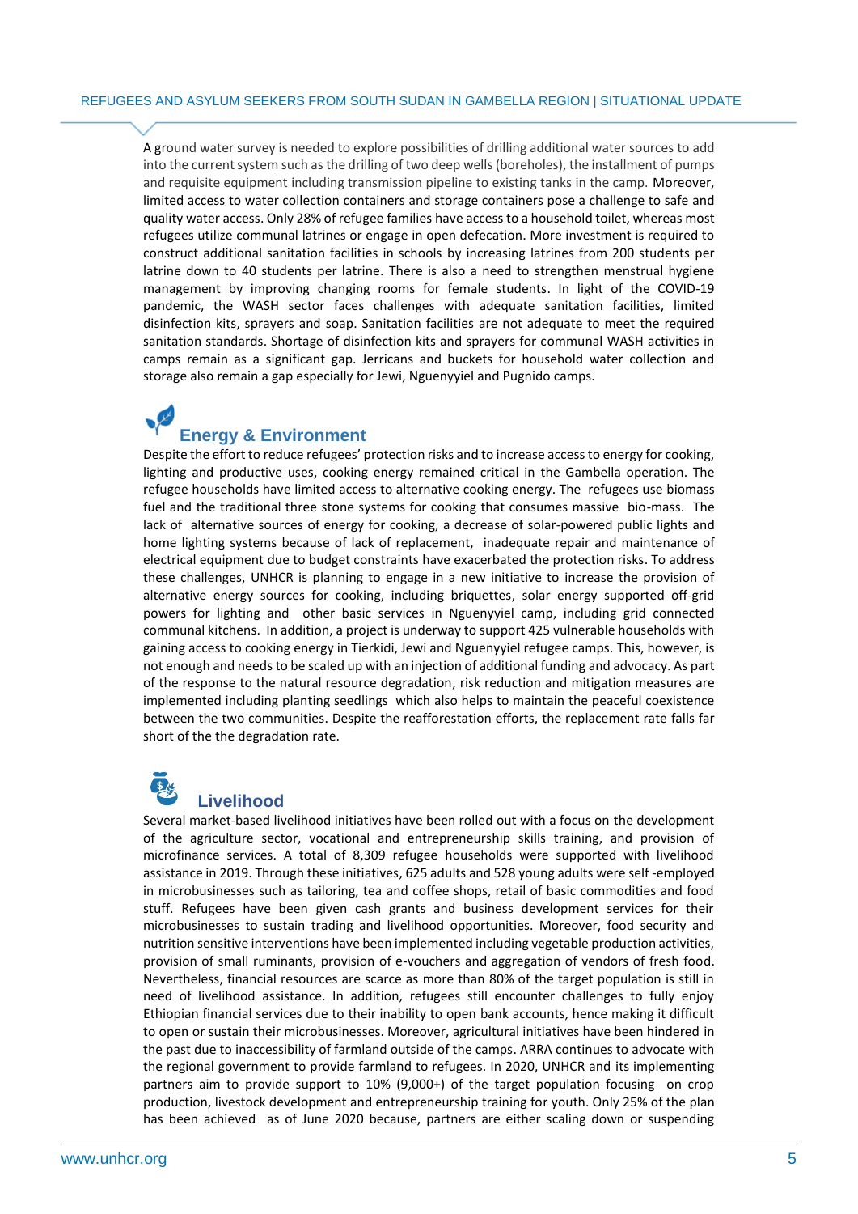A ground water survey is needed to explore possibilities of drilling additional water sources to add into the current system such as the drilling of two deep wells (boreholes), the installment of pumps and requisite equipment including transmission pipeline to existing tanks in the camp. Moreover, limited access to water collection containers and storage containers pose a challenge to safe and quality water access. Only 28% of refugee families have access to a household toilet, whereas most refugees utilize communal latrines or engage in open defecation. More investment is required to construct additional sanitation facilities in schools by increasing latrines from 200 students per latrine down to 40 students per latrine. There is also a need to strengthen menstrual hygiene management by improving changing rooms for female students. In light of the COVID-19 pandemic, the WASH sector faces challenges with adequate sanitation facilities, limited disinfection kits, sprayers and soap. Sanitation facilities are not adequate to meet the required sanitation standards. Shortage of disinfection kits and sprayers for communal WASH activities in camps remain as a significant gap. Jerricans and buckets for household water collection and storage also remain a gap especially for Jewi, Nguenyyiel and Pugnido camps.

## Energy & Environment

Despite the effort to reduce refugees' protection risks and to increase access to energy for cooking, lighting and productive uses, cooking energy remained critical in the Gambella operation. The refugee households have limited access to alternative cooking energy. The refugees use biomass fuel and the traditional three stone systems for cooking that consumes massive bio-mass. The lack of alternative sources of energy for cooking, a decrease of solar-powered public lights and home lighting systems because of lack of replacement, inadequate repair and maintenance of electrical equipment due to budget constraints have exacerbated the protection risks. To address these challenges, UNHCR is planning to engage in a new initiative to increase the provision of alternative energy sources for cooking, including briquettes, solar energy supported off-grid powers for lighting and other basic services in Nguenyyiel camp, including grid connected communal kitchens. In addition, a project is underway to support 425 vulnerable households with gaining access to cooking energy in Tierkidi, Jewi and Nguenyyiel refugee camps. This, however, is not enough and needs to be scaled up with an injection of additional funding and advocacy. As part of the response to the natural resource degradation, risk reduction and mitigation measures are implemented including planting seedlings which also helps to maintain the peaceful coexistence between the two communities. Despite the reafforestation efforts, the replacement rate falls far short of the the degradation rate.

## Livelihood

Several market-based livelihood initiatives have been rolled out with a focus on the development of the agriculture sector, vocational and entrepreneurship skills training, and provision of microfinance services. A total of 8,309 refugee households were supported with livelihood assistance in 2019. Through these initiatives, 625 adults and 528 young adults were self -employed in microbusinesses such as tailoring, tea and coffee shops, retail of basic commodities and food stuff. Refugees have been given cash grants and business development services for their microbusinesses to sustain trading and livelihood opportunities. Moreover, food security and nutrition sensitive interventions have been implemented including vegetable production activities, provision of small ruminants, provision of e-vouchers and aggregation of vendors of fresh food. Nevertheless, financial resources are scarce as more than 80% of the target population is still in need of livelihood assistance. In addition, refugees still encounter challenges to fully enjoy Ethiopian financial services due to their inability to open bank accounts, hence making it difficult to open or sustain their microbusinesses. Moreover, agricultural initiatives have been hindered in the past due to inaccessibility of farmland outside of the camps. ARRA continues to advocate with the regional government to provide farmland to refugees. In 2020, UNHCR and its implementing partners aim to provide support to 10% (9,000+) of the target population focusing on crop production, livestock development and entrepreneurship training for youth. Only 25% of the plan has been achieved as of June 2020 because, partners are either scaling down or suspending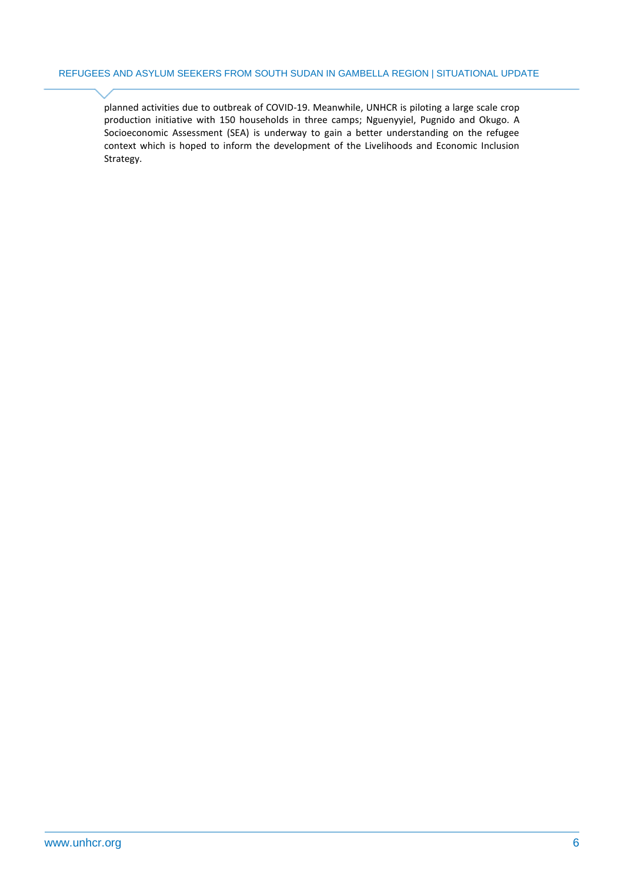planned activities due to outbreak of COVID-19. Meanwhile, UNHCR is piloting a large scale crop production initiative with 150 households in three camps; Nguenyyiel, Pugnido and Okugo. A Socioeconomic Assessment (SEA) is underway to gain a better understanding on the refugee context which is hoped to inform the development of the Livelihoods and Economic Inclusion Strategy.